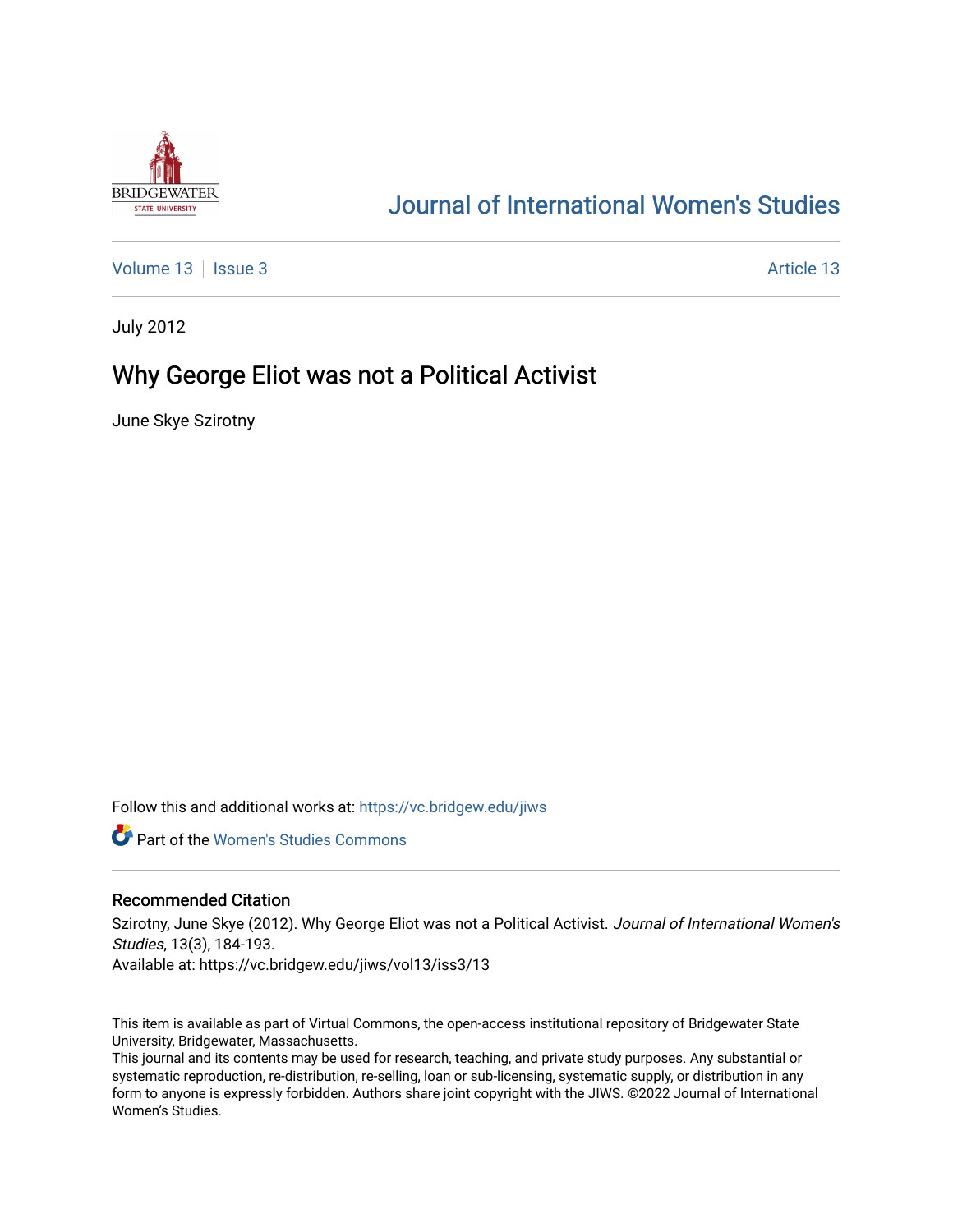Journal of International Women's Studies

Volume 13 | Issue 3 | Article 13

July 2012

# Why George Eliot was not a Political Activist

June Skye Szirotny

Follow this and additional works at: https://vc.bridgew.edu/jiws

Part of the Women's Studies Commons

## Recommended Citation

Szirotny, June Skye (2012). Why George Eliot was not a Political Activist. *Journal of International Women's Studies*, 13(3), 184-193.

Available at: https://vc.bridgew.edu/jiws/vol13/iss3/13

This item is available as part of Virtual Commons, the open-access institutional repository of Bridgewater State University, Bridgewater, Massachusetts.

This journal and its contents may be used for research, teaching, and private study purposes. Any substantial or systematic reproduction, re-distribution, re-selling, loan or sub-licensing, systematic supply, or distribution in any form to anyone is expressly forbidden. Authors share joint copyright with the JIWS. ©2022 Journal of International Women's Studies.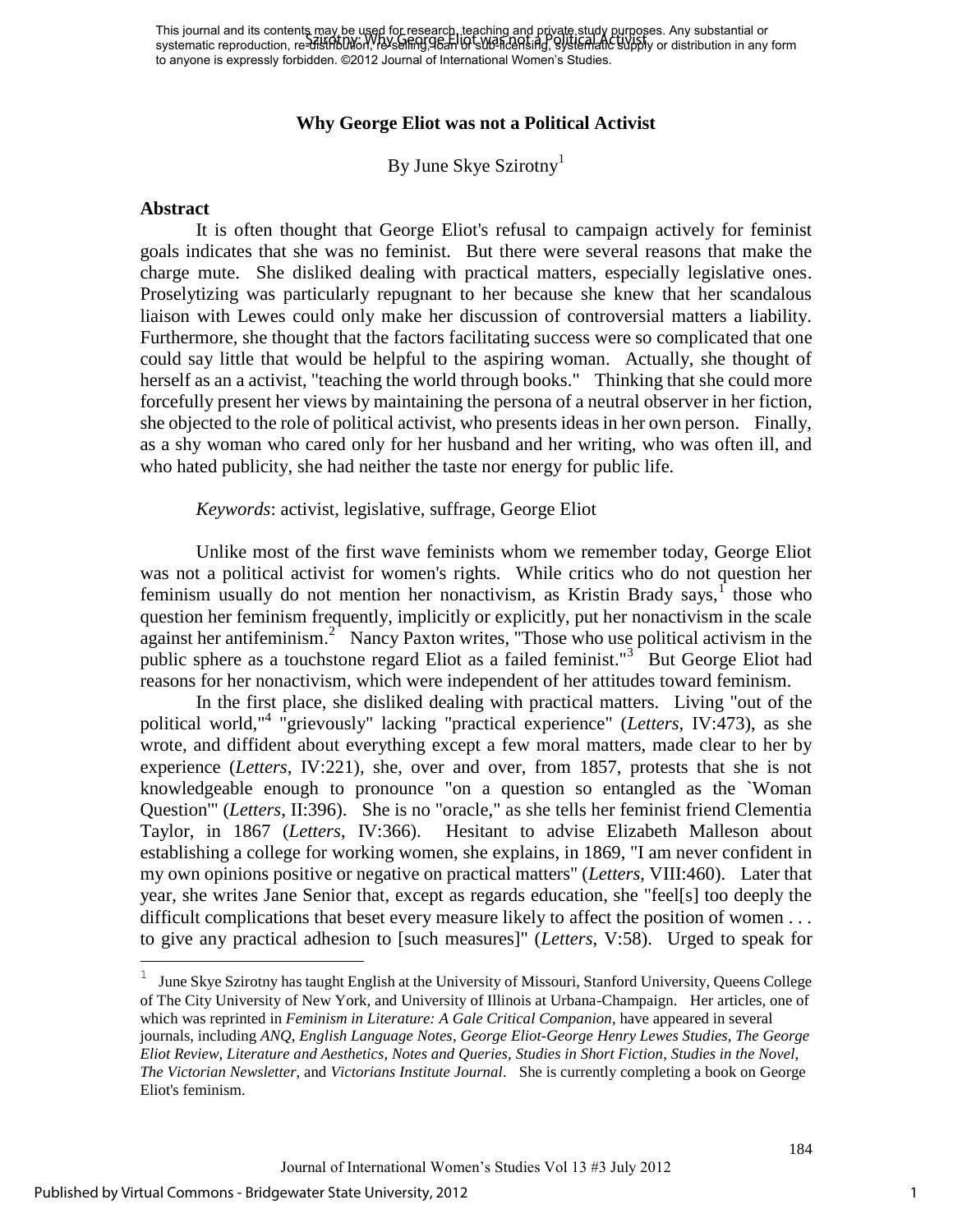## Why George Eliot was not a Political Activist

By June Skye Szirotny[1]

### Abstract

It is often thought that George Eliot's refusal to campaign actively for feminist goals indicates that she was no feminist. But there were several reasons that make the charge mute. She disliked dealing with practical matters, especially legislative ones. Proselytizing was particularly repugnant to her because she knew that her scandalous liaison with Lewes could only make her discussion of controversial matters a liability. Furthermore, she thought that the factors facilitating success were so complicated that one could say little that would be helpful to the aspiring woman. Actually, she thought of herself as an a activist, "teaching the world through books." Thinking that she could more forcefully present her views by maintaining the persona of a neutral observer in her fiction, she objected to the role of political activist, who presents ideas in her own person. Finally, as a shy woman who cared only for her husband and her writing, who was often ill, and who hated publicity, she had neither the taste nor energy for public life.

*Keywords*: activist, legislative, suffrage, George Eliot

Unlike most of the first wave feminists whom we remember today, George Eliot was not a political activist for women's rights. While critics who do not question her feminism usually do not mention her nonactivism, as Kristin Brady says,[1] those who question her feminism frequently, implicitly or explicitly, put her nonactivism in the scale against her antifeminism.[2] Nancy Paxton writes, "Those who use political activism in the public sphere as a touchstone regard Eliot as a failed feminist."[3] But George Eliot had reasons for her nonactivism, which were independent of her attitudes toward feminism.

In the first place, she disliked dealing with practical matters. Living "out of the political world,"[4] "grievously" lacking "practical experience" (*Letters*, IV:473), as she wrote, and diffident about everything except a few moral matters, made clear to her by experience (*Letters*, IV:221), she, over and over, from 1857, protests that she is not knowledgeable enough to pronounce "on a question so entangled as the `Woman Question'" (*Letters*, II:396). She is no "oracle," as she tells her feminist friend Clementia Taylor, in 1867 (*Letters*, IV:366). Hesitant to advise Elizabeth Malleson about establishing a college for working women, she explains, in 1869, "I am never confident in my own opinions positive or negative on practical matters" (*Letters*, VIII:460). Later that year, she writes Jane Senior that, except as regards education, she "feel[s] too deeply the difficult complications that beset every measure likely to affect the position of women . . . to give any practical adhesion to [such measures]" (*Letters*, V:58). Urged to speak for

---

[1] June Skye Szirotny has taught English at the University of Missouri, Stanford University, Queens College of The City University of New York, and University of Illinois at Urbana-Champaign. Her articles, one of which was reprinted in *Feminism in Literature: A Gale Critical Companion*, have appeared in several journals, including *ANQ*, *English Language Notes*, *George Eliot-George Henry Lewes Studies*, *The George Eliot Review*, *Literature and Aesthetics*, *Notes and Queries*, *Studies in Short Fiction*, *Studies in the Novel*, *The Victorian Newsletter*, and *Victorians Institute Journal*. She is currently completing a book on George Eliot's feminism.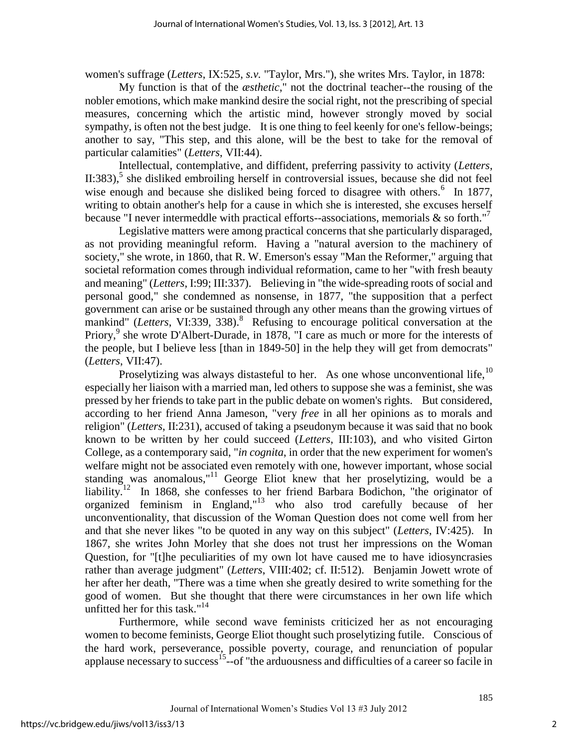women's suffrage (*Letters*, IX:525, *s.v.* "Taylor, Mrs."), she writes Mrs. Taylor, in 1878:

My function is that of the *æsthetic*," not the doctrinal teacher--the rousing of the nobler emotions, which make mankind desire the social right, not the prescribing of special measures, concerning which the artistic mind, however strongly moved by social sympathy, is often not the best judge. It is one thing to feel keenly for one's fellow-beings; another to say, "This step, and this alone, will be the best to take for the removal of particular calamities" (*Letters*, VII:44).

Intellectual, contemplative, and diffident, preferring passivity to activity (*Letters*, II:383),[5] she disliked embroiling herself in controversial issues, because she did not feel wise enough and because she disliked being forced to disagree with others.[6] In 1877, writing to obtain another's help for a cause in which she is interested, she excuses herself because "I never intermeddle with practical efforts--associations, memorials & so forth."[7]

Legislative matters were among practical concerns that she particularly disparaged, as not providing meaningful reform. Having a "natural aversion to the machinery of society," she wrote, in 1860, that R. W. Emerson's essay "Man the Reformer," arguing that societal reformation comes through individual reformation, came to her "with fresh beauty and meaning" (*Letters*, I:99; III:337). Believing in "the wide-spreading roots of social and personal good," she condemned as nonsense, in 1877, "the supposition that a perfect government can arise or be sustained through any other means than the growing virtues of mankind" (*Letters*, VI:339, 338).[8] Refusing to encourage political conversation at the Priory,[9] she wrote D'Albert-Durade, in 1878, "I care as much or more for the interests of the people, but I believe less [than in 1849-50] in the help they will get from democrats" (*Letters*, VII:47).

Proselytizing was always distasteful to her. As one whose unconventional life,[10] especially her liaison with a married man, led others to suppose she was a feminist, she was pressed by her friends to take part in the public debate on women's rights. But considered, according to her friend Anna Jameson, "very *free* in all her opinions as to morals and religion" (*Letters*, II:231), accused of taking a pseudonym because it was said that no book known to be written by her could succeed (*Letters*, III:103), and who visited Girton College, as a contemporary said, "*in cognita*, in order that the new experiment for women's welfare might not be associated even remotely with one, however important, whose social standing was anomalous,"[11] George Eliot knew that her proselytizing, would be a liability.[12] In 1868, she confesses to her friend Barbara Bodichon, "the originator of organized feminism in England,"[13] who also trod carefully because of her unconventionality, that discussion of the Woman Question does not come well from her and that she never likes "to be quoted in any way on this subject" (*Letters*, IV:425). In 1867, she writes John Morley that she does not trust her impressions on the Woman Question, for "[t]he peculiarities of my own lot have caused me to have idiosyncrasies rather than average judgment" (*Letters*, VIII:402; cf. II:512). Benjamin Jowett wrote of her after her death, "There was a time when she greatly desired to write something for the good of women. But she thought that there were circumstances in her own life which unfitted her for this task."[14]

Furthermore, while second wave feminists criticized her as not encouraging women to become feminists, George Eliot thought such proselytizing futile. Conscious of the hard work, perseverance, possible poverty, courage, and renunciation of popular applause necessary to success[15]--of "the arduousness and difficulties of a career so facile in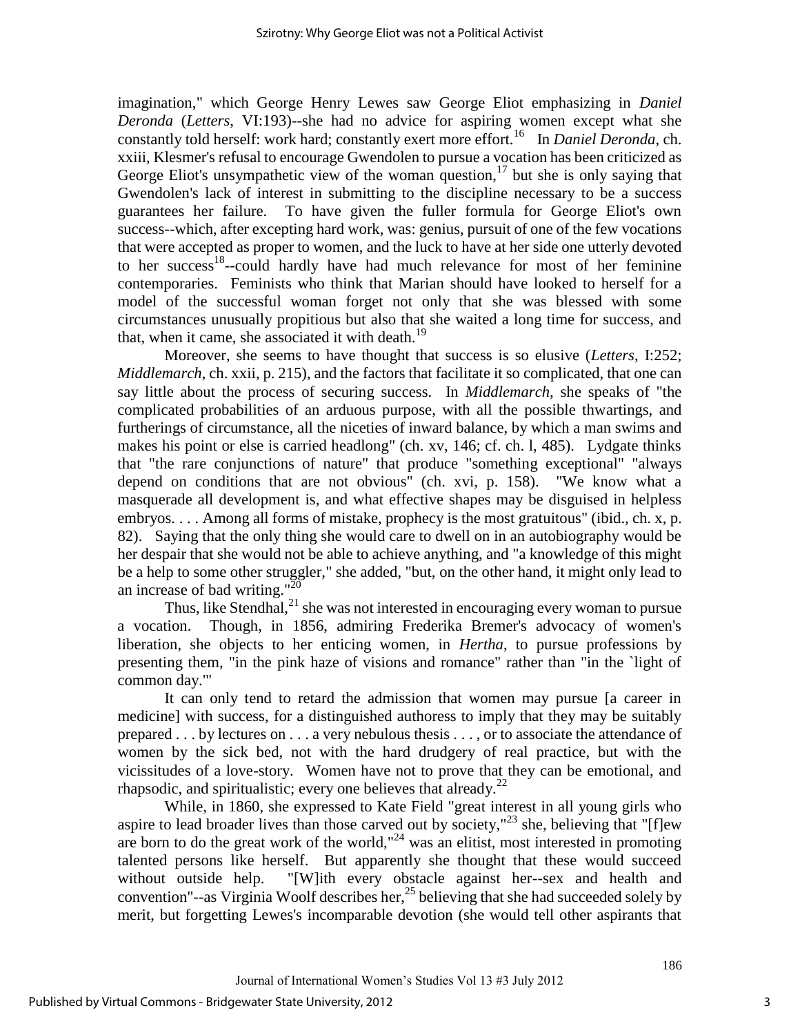imagination," which George Henry Lewes saw George Eliot emphasizing in *Daniel Deronda* (*Letters*, VI:193)--she had no advice for aspiring women except what she constantly told herself: work hard; constantly exert more effort.[16] In *Daniel Deronda*, ch. xxiii, Klesmer's refusal to encourage Gwendolen to pursue a vocation has been criticized as George Eliot's unsympathetic view of the woman question,[17] but she is only saying that Gwendolen's lack of interest in submitting to the discipline necessary to be a success guarantees her failure. To have given the fuller formula for George Eliot's own success--which, after excepting hard work, was: genius, pursuit of one of the few vocations that were accepted as proper to women, and the luck to have at her side one utterly devoted to her success[18]--could hardly have had much relevance for most of her feminine contemporaries. Feminists who think that Marian should have looked to herself for a model of the successful woman forget not only that she was blessed with some circumstances unusually propitious but also that she waited a long time for success, and that, when it came, she associated it with death.[19]

Moreover, she seems to have thought that success is so elusive (*Letters*, I:252; *Middlemarch*, ch. xxii, p. 215), and the factors that facilitate it so complicated, that one can say little about the process of securing success. In *Middlemarch*, she speaks of "the complicated probabilities of an arduous purpose, with all the possible thwartings, and furtherings of circumstance, all the niceties of inward balance, by which a man swims and makes his point or else is carried headlong" (ch. xv, 146; cf. ch. l, 485). Lydgate thinks that "the rare conjunctions of nature" that produce "something exceptional" "always depend on conditions that are not obvious" (ch. xvi, p. 158). "We know what a masquerade all development is, and what effective shapes may be disguised in helpless embryos. . . . Among all forms of mistake, prophecy is the most gratuitous" (ibid., ch. x, p. 82). Saying that the only thing she would care to dwell on in an autobiography would be her despair that she would not be able to achieve anything, and "a knowledge of this might be a help to some other struggler," she added, "but, on the other hand, it might only lead to an increase of bad writing."[20]

Thus, like Stendhal,[21] she was not interested in encouraging every woman to pursue a vocation. Though, in 1856, admiring Frederika Bremer's advocacy of women's liberation, she objects to her enticing women, in *Hertha*, to pursue professions by presenting them, "in the pink haze of visions and romance" rather than "in the `light of common day.'"

> It can only tend to retard the admission that women may pursue [a career in medicine] with success, for a distinguished authoress to imply that they may be suitably prepared . . . by lectures on . . . a very nebulous thesis . . . , or to associate the attendance of women by the sick bed, not with the hard drudgery of real practice, but with the vicissitudes of a love-story. Women have not to prove that they can be emotional, and rhapsodic, and spiritualistic; every one believes that already.[22]

While, in 1860, she expressed to Kate Field "great interest in all young girls who aspire to lead broader lives than those carved out by society,"[23] she, believing that "[f]ew are born to do the great work of the world,"[24] was an elitist, most interested in promoting talented persons like herself. But apparently she thought that these would succeed without outside help. "[W]ith every obstacle against her--sex and health and convention"--as Virginia Woolf describes her,[25] believing that she had succeeded solely by merit, but forgetting Lewes's incomparable devotion (she would tell other aspirants that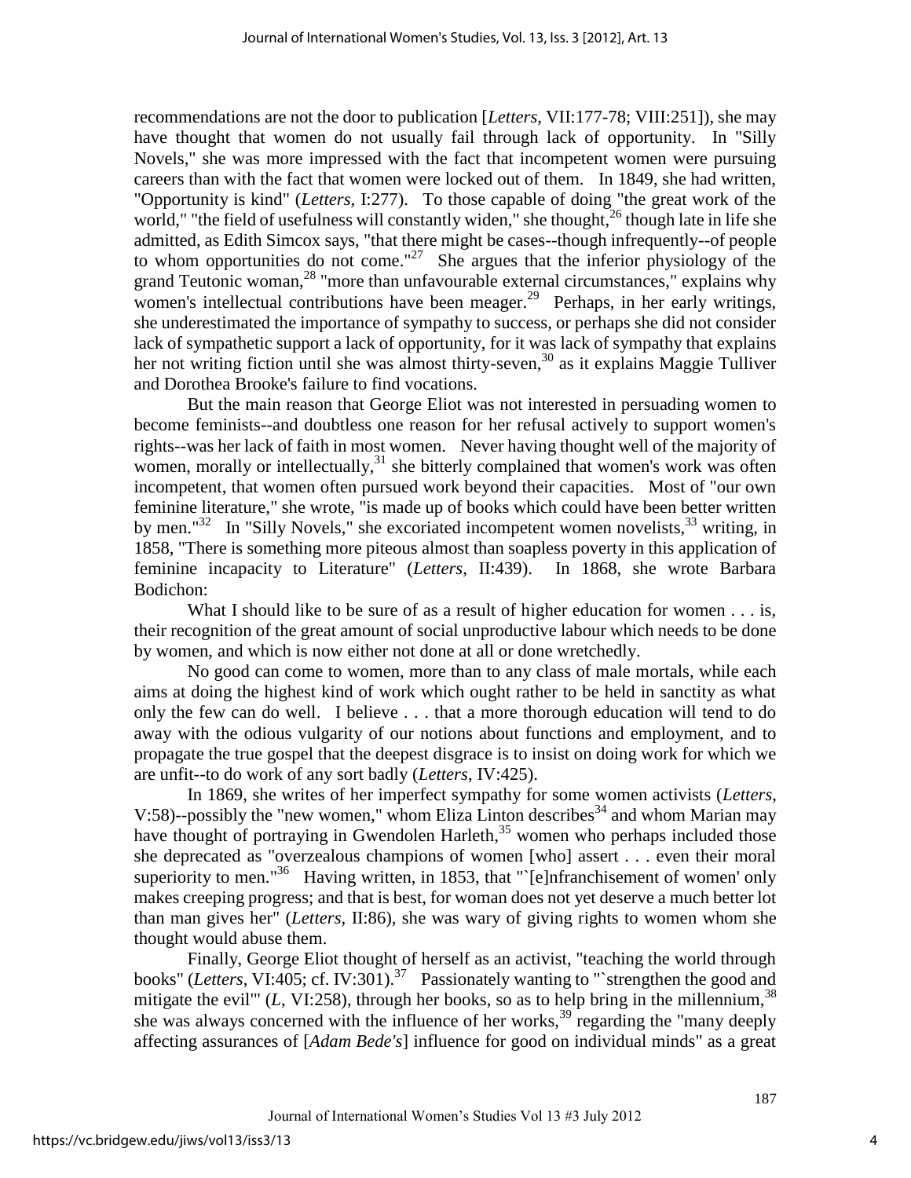recommendations are not the door to publication [*Letters*, VII:177-78; VIII:251]), she may have thought that women do not usually fail through lack of opportunity. In "Silly Novels," she was more impressed with the fact that incompetent women were pursuing careers than with the fact that women were locked out of them. In 1849, she had written, "Opportunity is kind" (*Letters*, I:277). To those capable of doing "the great work of the world," "the field of usefulness will constantly widen," she thought,[26] though late in life she admitted, as Edith Simcox says, "that there might be cases--though infrequently--of people to whom opportunities do not come."[27] She argues that the inferior physiology of the grand Teutonic woman,[28] "more than unfavourable external circumstances," explains why women's intellectual contributions have been meager.[29] Perhaps, in her early writings, she underestimated the importance of sympathy to success, or perhaps she did not consider lack of sympathetic support a lack of opportunity, for it was lack of sympathy that explains her not writing fiction until she was almost thirty-seven,[30] as it explains Maggie Tulliver and Dorothea Brooke's failure to find vocations.

But the main reason that George Eliot was not interested in persuading women to become feminists--and doubtless one reason for her refusal actively to support women's rights--was her lack of faith in most women. Never having thought well of the majority of women, morally or intellectually,[31] she bitterly complained that women's work was often incompetent, that women often pursued work beyond their capacities. Most of "our own feminine literature," she wrote, "is made up of books which could have been better written by men."[32] In "Silly Novels," she excoriated incompetent women novelists,[33] writing, in 1858, "There is something more piteous almost than soapless poverty in this application of feminine incapacity to Literature" (*Letters*, II:439). In 1868, she wrote Barbara Bodichon:

What I should like to be sure of as a result of higher education for women . . . is, their recognition of the great amount of social unproductive labour which needs to be done by women, and which is now either not done at all or done wretchedly.

No good can come to women, more than to any class of male mortals, while each aims at doing the highest kind of work which ought rather to be held in sanctity as what only the few can do well. I believe . . . that a more thorough education will tend to do away with the odious vulgarity of our notions about functions and employment, and to propagate the true gospel that the deepest disgrace is to insist on doing work for which we are unfit--to do work of any sort badly (*Letters*, IV:425).

In 1869, she writes of her imperfect sympathy for some women activists (*Letters*, V:58)--possibly the "new women," whom Eliza Linton describes[34] and whom Marian may have thought of portraying in Gwendolen Harleth,[35] women who perhaps included those she deprecated as "overzealous champions of women [who] assert . . . even their moral superiority to men."[36] Having written, in 1853, that "`[e]nfranchisement of women' only makes creeping progress; and that is best, for woman does not yet deserve a much better lot than man gives her" (*Letters*, II:86), she was wary of giving rights to women whom she thought would abuse them.

Finally, George Eliot thought of herself as an activist, "teaching the world through books" (*Letters*, VI:405; cf. IV:301).[37] Passionately wanting to "`strengthen the good and mitigate the evil'" (*L*, VI:258), through her books, so as to help bring in the millennium,[38] she was always concerned with the influence of her works,[39] regarding the "many deeply affecting assurances of [*Adam Bede's*] influence for good on individual minds" as a great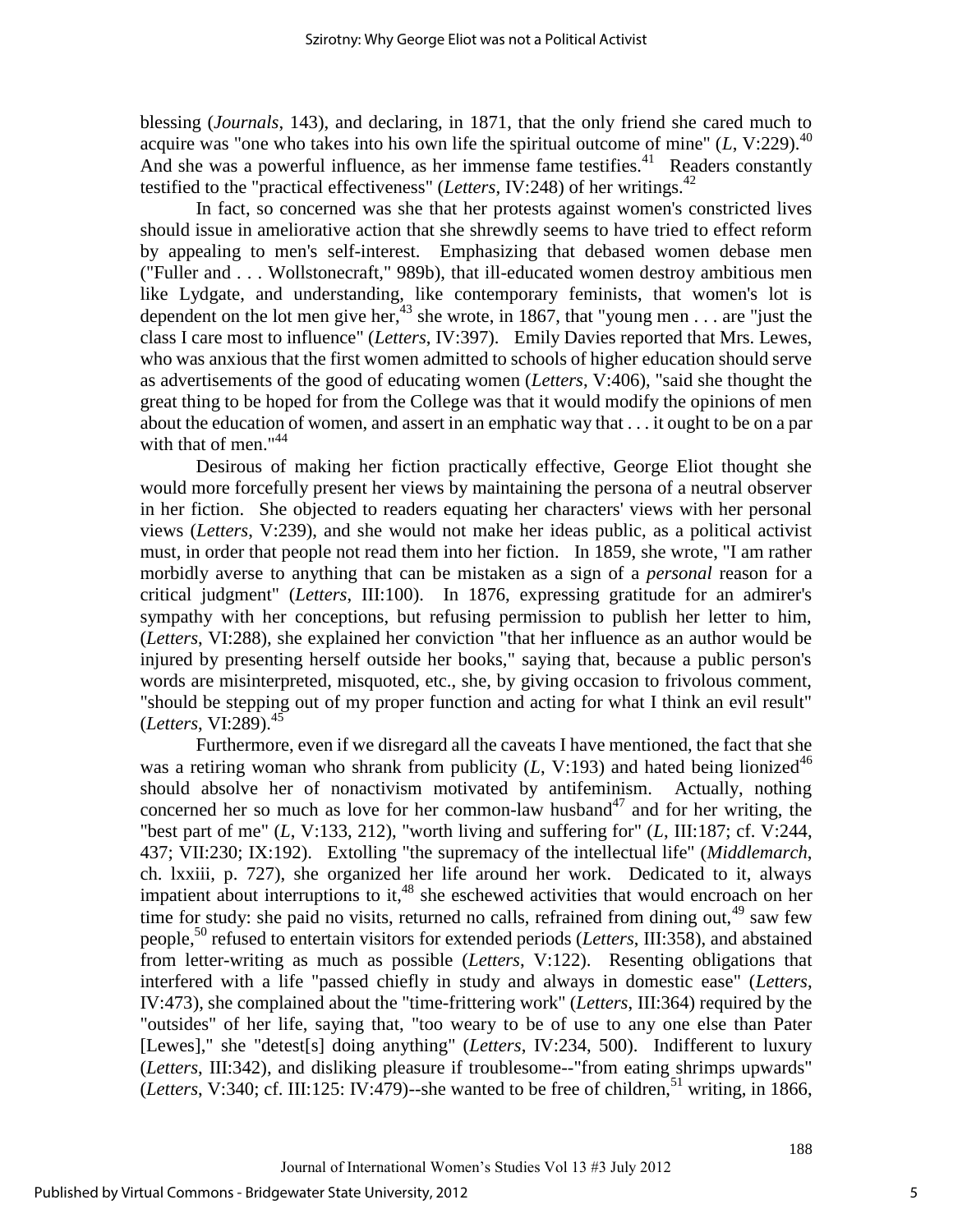blessing (*Journals*, 143), and declaring, in 1871, that the only friend she cared much to acquire was "one who takes into his own life the spiritual outcome of mine" (*L*, V:229).[40] And she was a powerful influence, as her immense fame testifies.[41] Readers constantly testified to the "practical effectiveness" (*Letters*, IV:248) of her writings.[42]

In fact, so concerned was she that her protests against women's constricted lives should issue in ameliorative action that she shrewdly seems to have tried to effect reform by appealing to men's self-interest. Emphasizing that debased women debase men ("Fuller and . . . Wollstonecraft," 989b), that ill-educated women destroy ambitious men like Lydgate, and understanding, like contemporary feminists, that women's lot is dependent on the lot men give her,[43] she wrote, in 1867, that "young men . . . are "just the class I care most to influence" (*Letters*, IV:397). Emily Davies reported that Mrs. Lewes, who was anxious that the first women admitted to schools of higher education should serve as advertisements of the good of educating women (*Letters*, V:406), "said she thought the great thing to be hoped for from the College was that it would modify the opinions of men about the education of women, and assert in an emphatic way that . . . it ought to be on a par with that of men."[44]

Desirous of making her fiction practically effective, George Eliot thought she would more forcefully present her views by maintaining the persona of a neutral observer in her fiction. She objected to readers equating her characters' views with her personal views (*Letters*, V:239), and she would not make her ideas public, as a political activist must, in order that people not read them into her fiction. In 1859, she wrote, "I am rather morbidly averse to anything that can be mistaken as a sign of a *personal* reason for a critical judgment" (*Letters*, III:100). In 1876, expressing gratitude for an admirer's sympathy with her conceptions, but refusing permission to publish her letter to him, (*Letters*, VI:288), she explained her conviction "that her influence as an author would be injured by presenting herself outside her books," saying that, because a public person's words are misinterpreted, misquoted, etc., she, by giving occasion to frivolous comment, "should be stepping out of my proper function and acting for what I think an evil result" (*Letters*, VI:289).[45]

Furthermore, even if we disregard all the caveats I have mentioned, the fact that she was a retiring woman who shrank from publicity (*L*, V:193) and hated being lionized[46] should absolve her of nonactivism motivated by antifeminism. Actually, nothing concerned her so much as love for her common-law husband[47] and for her writing, the "best part of me" (*L*, V:133, 212), "worth living and suffering for" (*L*, III:187; cf. V:244, 437; VII:230; IX:192). Extolling "the supremacy of the intellectual life" (*Middlemarch*, ch. lxxiii, p. 727), she organized her life around her work. Dedicated to it, always impatient about interruptions to it,[48] she eschewed activities that would encroach on her time for study: she paid no visits, returned no calls, refrained from dining out,[49] saw few people,[50] refused to entertain visitors for extended periods (*Letters*, III:358), and abstained from letter-writing as much as possible (*Letters*, V:122). Resenting obligations that interfered with a life "passed chiefly in study and always in domestic ease" (*Letters*, IV:473), she complained about the "time-frittering work" (*Letters*, III:364) required by the "outsides" of her life, saying that, "too weary to be of use to any one else than Pater [Lewes]," she "detest[s] doing anything" (*Letters*, IV:234, 500). Indifferent to luxury (*Letters*, III:342), and disliking pleasure if troublesome--"from eating shrimps upwards" (*Letters*, V:340; cf. III:125: IV:479)--she wanted to be free of children,[51] writing, in 1866,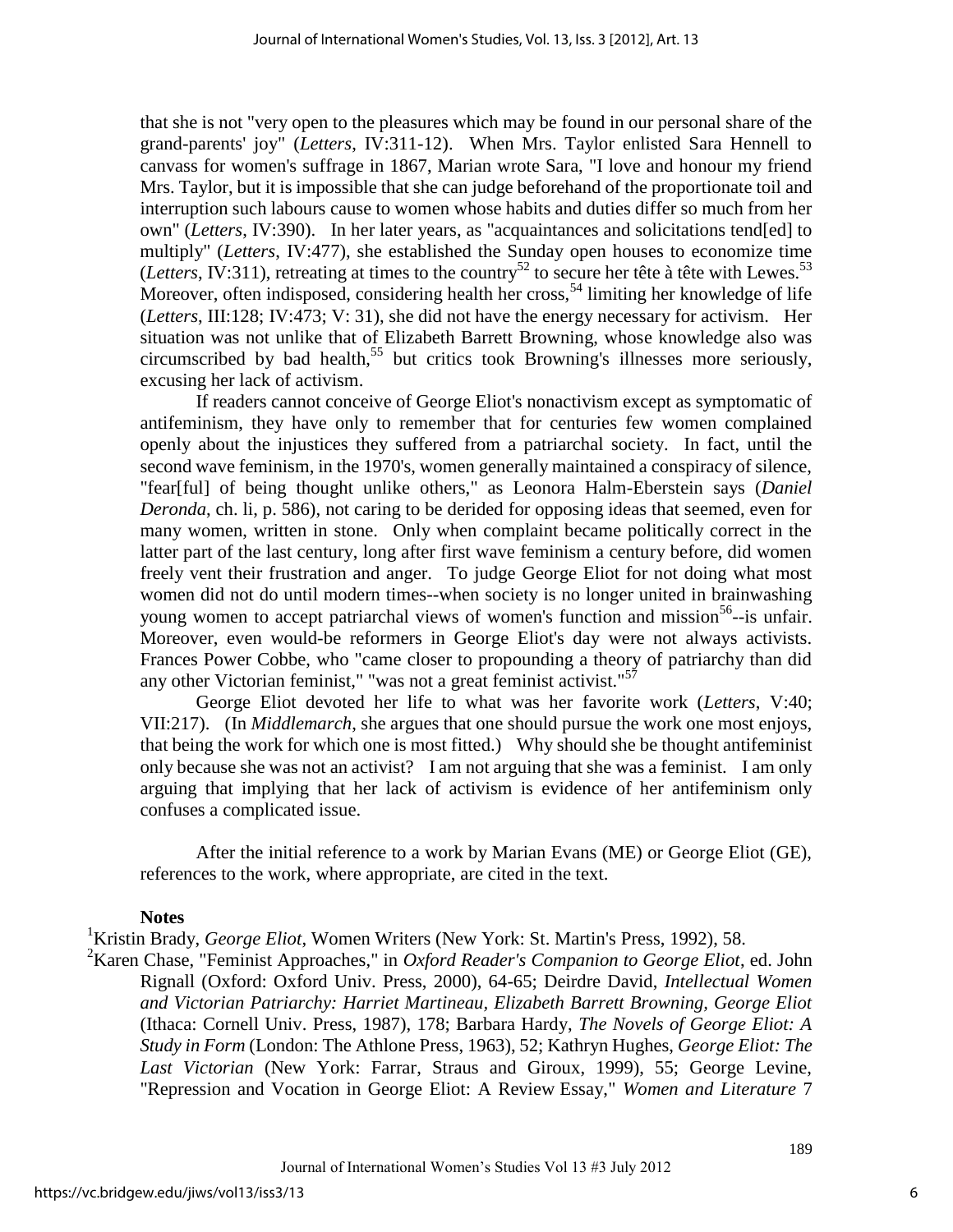that she is not "very open to the pleasures which may be found in our personal share of the grand-parents' joy" (*Letters*, IV:311-12). When Mrs. Taylor enlisted Sara Hennell to canvass for women's suffrage in 1867, Marian wrote Sara, "I love and honour my friend Mrs. Taylor, but it is impossible that she can judge beforehand of the proportionate toil and interruption such labours cause to women whose habits and duties differ so much from her own" (*Letters*, IV:390). In her later years, as "acquaintances and solicitations tend[ed] to multiply" (*Letters*, IV:477), she established the Sunday open houses to economize time (*Letters*, IV:311), retreating at times to the country[52] to secure her tête à tête with Lewes.[53] Moreover, often indisposed, considering health her cross,[54] limiting her knowledge of life (*Letters*, III:128; IV:473; V: 31), she did not have the energy necessary for activism. Her situation was not unlike that of Elizabeth Barrett Browning, whose knowledge also was circumscribed by bad health,[55] but critics took Browning's illnesses more seriously, excusing her lack of activism.

If readers cannot conceive of George Eliot's nonactivism except as symptomatic of antifeminism, they have only to remember that for centuries few women complained openly about the injustices they suffered from a patriarchal society. In fact, until the second wave feminism, in the 1970's, women generally maintained a conspiracy of silence, "fear[ful] of being thought unlike others," as Leonora Halm-Eberstein says (*Daniel Deronda*, ch. li, p. 586), not caring to be derided for opposing ideas that seemed, even for many women, written in stone. Only when complaint became politically correct in the latter part of the last century, long after first wave feminism a century before, did women freely vent their frustration and anger. To judge George Eliot for not doing what most women did not do until modern times--when society is no longer united in brainwashing young women to accept patriarchal views of women's function and mission[56]--is unfair. Moreover, even would-be reformers in George Eliot's day were not always activists. Frances Power Cobbe, who "came closer to propounding a theory of patriarchy than did any other Victorian feminist," "was not a great feminist activist."[57]

George Eliot devoted her life to what was her favorite work (*Letters*, V:40; VII:217). (In *Middlemarch*, she argues that one should pursue the work one most enjoys, that being the work for which one is most fitted.) Why should she be thought antifeminist only because she was not an activist? I am not arguing that she was a feminist. I am only arguing that implying that her lack of activism is evidence of her antifeminism only confuses a complicated issue.

After the initial reference to a work by Marian Evans (ME) or George Eliot (GE), references to the work, where appropriate, are cited in the text.

**Notes**

[1]Kristin Brady, *George Eliot*, Women Writers (New York: St. Martin's Press, 1992), 58.

[2]Karen Chase, "Feminist Approaches," in *Oxford Reader's Companion to George Eliot*, ed. John Rignall (Oxford: Oxford Univ. Press, 2000), 64-65; Deirdre David, *Intellectual Women and Victorian Patriarchy: Harriet Martineau, Elizabeth Barrett Browning, George Eliot* (Ithaca: Cornell Univ. Press, 1987), 178; Barbara Hardy, *The Novels of George Eliot: A Study in Form* (London: The Athlone Press, 1963), 52; Kathryn Hughes, *George Eliot: The Last Victorian* (New York: Farrar, Straus and Giroux, 1999), 55; George Levine, "Repression and Vocation in George Eliot: A Review Essay," *Women and Literature* 7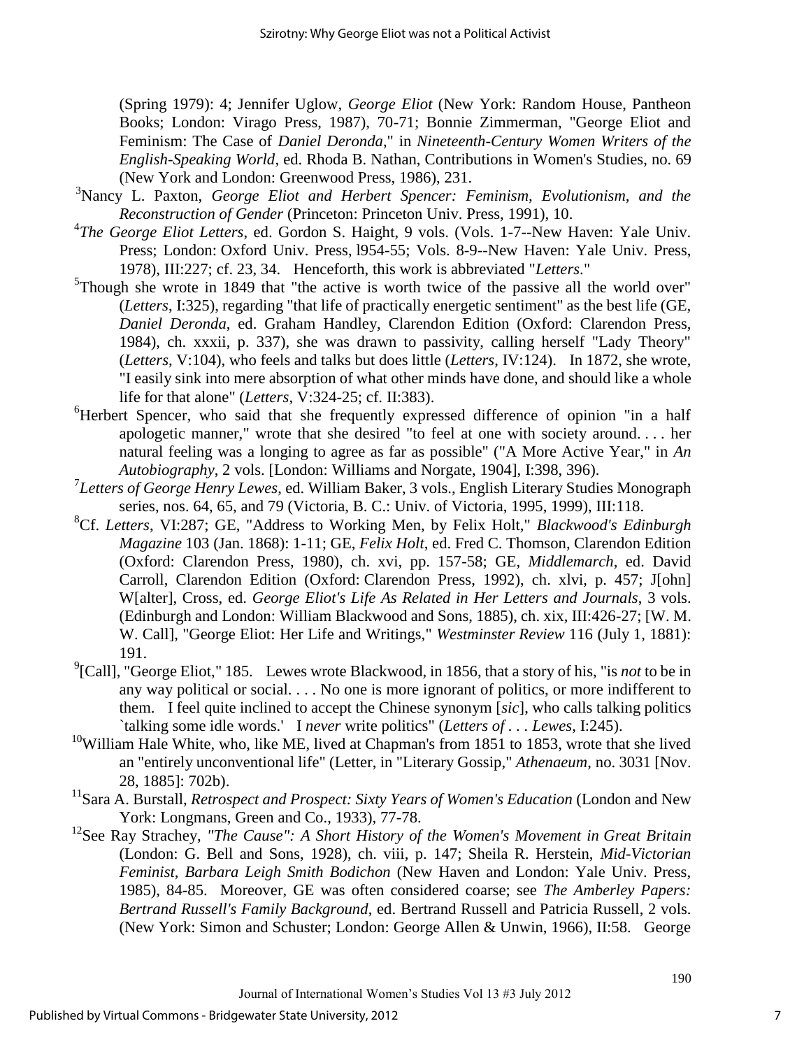(Spring 1979): 4; Jennifer Uglow, *George Eliot* (New York: Random House, Pantheon Books; London: Virago Press, 1987), 70-71; Bonnie Zimmerman, "George Eliot and Feminism: The Case of *Daniel Deronda*," in *Nineteenth-Century Women Writers of the English-Speaking World*, ed. Rhoda B. Nathan, Contributions in Women's Studies, no. 69 (New York and London: Greenwood Press, 1986), 231.

[3]Nancy L. Paxton, *George Eliot and Herbert Spencer: Feminism, Evolutionism, and the Reconstruction of Gender* (Princeton: Princeton Univ. Press, 1991), 10.

[4]*The George Eliot Letters*, ed. Gordon S. Haight, 9 vols. (Vols. 1-7--New Haven: Yale Univ. Press; London: Oxford Univ. Press, l954-55; Vols. 8-9--New Haven: Yale Univ. Press, 1978), III:227; cf. 23, 34. Henceforth, this work is abbreviated "*Letters*."

[5]Though she wrote in 1849 that "the active is worth twice of the passive all the world over" (*Letters*, I:325), regarding "that life of practically energetic sentiment" as the best life (GE, *Daniel Deronda*, ed. Graham Handley, Clarendon Edition (Oxford: Clarendon Press, 1984), ch. xxxii, p. 337), she was drawn to passivity, calling herself "Lady Theory" (*Letters*, V:104), who feels and talks but does little (*Letters*, IV:124). In 1872, she wrote, "I easily sink into mere absorption of what other minds have done, and should like a whole life for that alone" (*Letters*, V:324-25; cf. II:383).

[6]Herbert Spencer, who said that she frequently expressed difference of opinion "in a half apologetic manner," wrote that she desired "to feel at one with society around. . . . her natural feeling was a longing to agree as far as possible" ("A More Active Year," in *An Autobiography*, 2 vols. [London: Williams and Norgate, 1904], I:398, 396).

[7]*Letters of George Henry Lewes*, ed. William Baker, 3 vols., English Literary Studies Monograph series, nos. 64, 65, and 79 (Victoria, B. C.: Univ. of Victoria, 1995, 1999), III:118.

[8]Cf. *Letters*, VI:287; GE, "Address to Working Men, by Felix Holt," *Blackwood's Edinburgh Magazine* 103 (Jan. 1868): 1-11; GE, *Felix Holt*, ed. Fred C. Thomson, Clarendon Edition (Oxford: Clarendon Press, 1980), ch. xvi, pp. 157-58; GE, *Middlemarch*, ed. David Carroll, Clarendon Edition (Oxford: Clarendon Press, 1992), ch. xlvi, p. 457; J[ohn] W[alter], Cross, ed. *George Eliot's Life As Related in Her Letters and Journals*, 3 vols. (Edinburgh and London: William Blackwood and Sons, 1885), ch. xix, III:426-27; [W. M. W. Call], "George Eliot: Her Life and Writings," *Westminster Review* 116 (July 1, 1881): 191.

[9][Call], "George Eliot," 185. Lewes wrote Blackwood, in 1856, that a story of his, "is *not* to be in any way political or social. . . . No one is more ignorant of politics, or more indifferent to them. I feel quite inclined to accept the Chinese synonym [*sic*], who calls talking politics `talking some idle words.' I *never* write politics" (*Letters of . . . Lewes*, I:245).

[10]William Hale White, who, like ME, lived at Chapman's from 1851 to 1853, wrote that she lived an "entirely unconventional life" (Letter, in "Literary Gossip," *Athenaeum*, no. 3031 [Nov. 28, 1885]: 702b).

[11]Sara A. Burstall, *Retrospect and Prospect: Sixty Years of Women's Education* (London and New York: Longmans, Green and Co., 1933), 77-78.

[12]See Ray Strachey, *"The Cause": A Short History of the Women's Movement in Great Britain* (London: G. Bell and Sons, 1928), ch. viii, p. 147; Sheila R. Herstein, *Mid-Victorian Feminist, Barbara Leigh Smith Bodichon* (New Haven and London: Yale Univ. Press, 1985), 84-85. Moreover, GE was often considered coarse; see *The Amberley Papers: Bertrand Russell's Family Background*, ed. Bertrand Russell and Patricia Russell, 2 vols. (New York: Simon and Schuster; London: George Allen & Unwin, 1966), II:58. George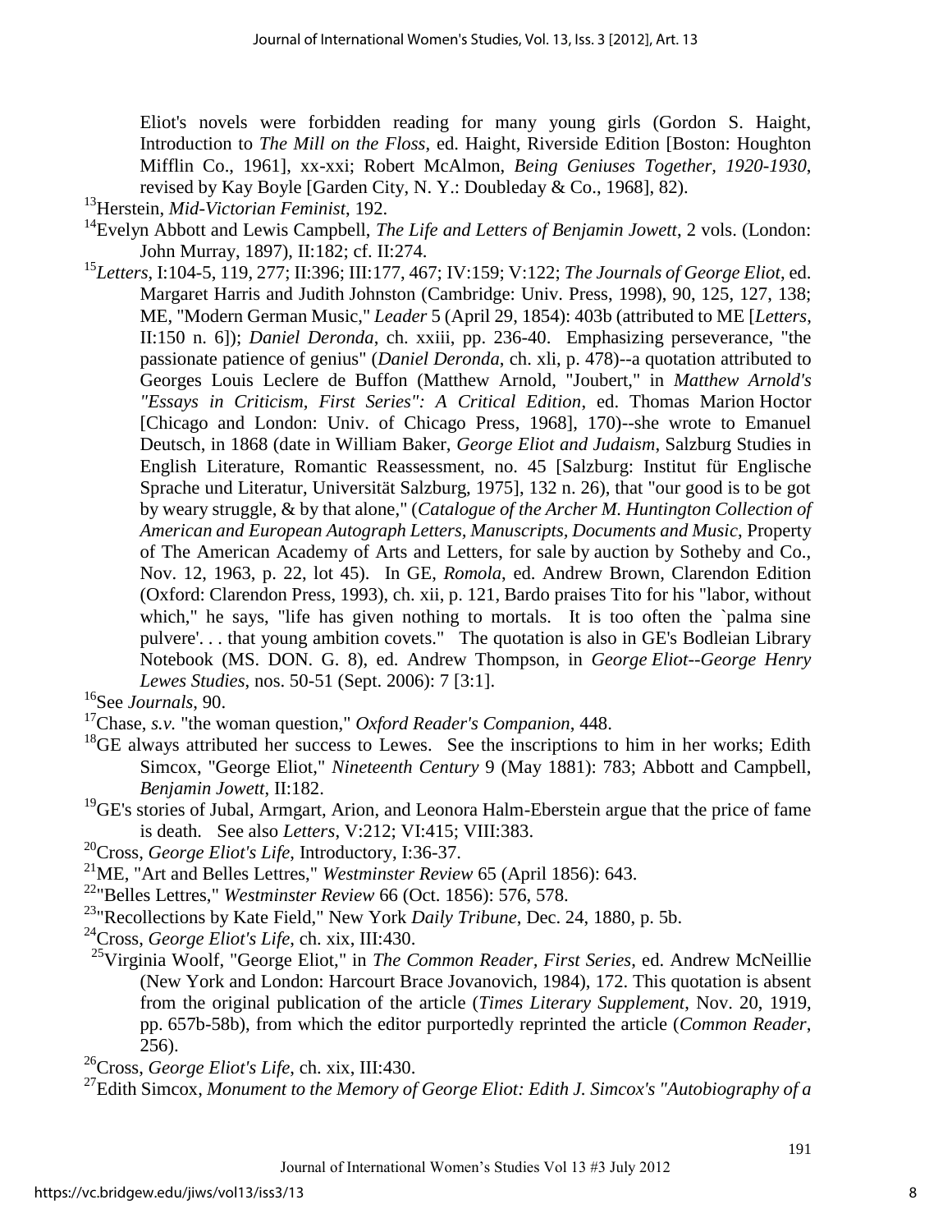Eliot's novels were forbidden reading for many young girls (Gordon S. Haight, Introduction to *The Mill on the Floss*, ed. Haight, Riverside Edition [Boston: Houghton Mifflin Co., 1961], xx-xxi; Robert McAlmon, *Being Geniuses Together, 1920-1930*, revised by Kay Boyle [Garden City, N. Y.: Doubleday & Co., 1968], 82).

[13]Herstein, *Mid-Victorian Feminist*, 192.

[14]Evelyn Abbott and Lewis Campbell, *The Life and Letters of Benjamin Jowett*, 2 vols. (London: John Murray, 1897), II:182; cf. II:274.

[15]*Letters*, I:104-5, 119, 277; II:396; III:177, 467; IV:159; V:122; *The Journals of George Eliot*, ed. Margaret Harris and Judith Johnston (Cambridge: Univ. Press, 1998), 90, 125, 127, 138; ME, "Modern German Music," *Leader* 5 (April 29, 1854): 403b (attributed to ME [*Letters*, II:150 n. 6]); *Daniel Deronda*, ch. xxiii, pp. 236-40. Emphasizing perseverance, "the passionate patience of genius" (*Daniel Deronda*, ch. xli, p. 478)--a quotation attributed to Georges Louis Leclere de Buffon (Matthew Arnold, "Joubert," in *Matthew Arnold's "Essays in Criticism, First Series": A Critical Edition*, ed. Thomas Marion Hoctor [Chicago and London: Univ. of Chicago Press, 1968], 170)--she wrote to Emanuel Deutsch, in 1868 (date in William Baker, *George Eliot and Judaism*, Salzburg Studies in English Literature, Romantic Reassessment, no. 45 [Salzburg: Institut für Englische Sprache und Literatur, Universität Salzburg, 1975], 132 n. 26), that "our good is to be got by weary struggle, & by that alone," (*Catalogue of the Archer M. Huntington Collection of American and European Autograph Letters, Manuscripts, Documents and Music*, Property of The American Academy of Arts and Letters, for sale by auction by Sotheby and Co., Nov. 12, 1963, p. 22, lot 45). In GE, *Romola*, ed. Andrew Brown, Clarendon Edition (Oxford: Clarendon Press, 1993), ch. xii, p. 121, Bardo praises Tito for his "labor, without which," he says, "life has given nothing to mortals. It is too often the `palma sine pulvere'. . . that young ambition covets." The quotation is also in GE's Bodleian Library Notebook (MS. DON. G. 8), ed. Andrew Thompson, in *George Eliot--George Henry Lewes Studies*, nos. 50-51 (Sept. 2006): 7 [3:1].

[16]See *Journals*, 90.

[17]Chase, *s.v.* "the woman question," *Oxford Reader's Companion*, 448.

[18]GE always attributed her success to Lewes. See the inscriptions to him in her works; Edith Simcox, "George Eliot," *Nineteenth Century* 9 (May 1881): 783; Abbott and Campbell, *Benjamin Jowett*, II:182.

[19]GE's stories of Jubal, Armgart, Arion, and Leonora Halm-Eberstein argue that the price of fame is death. See also *Letters*, V:212; VI:415; VIII:383.

[20]Cross, *George Eliot's Life*, Introductory, I:36-37.

[21]ME, "Art and Belles Lettres," *Westminster Review* 65 (April 1856): 643.

[22]"Belles Lettres," *Westminster Review* 66 (Oct. 1856): 576, 578.

[23]"Recollections by Kate Field," New York *Daily Tribune*, Dec. 24, 1880, p. 5b.

[24]Cross, *George Eliot's Life*, ch. xix, III:430.

[25]Virginia Woolf, "George Eliot," in *The Common Reader, First Series*, ed. Andrew McNeillie (New York and London: Harcourt Brace Jovanovich, 1984), 172. This quotation is absent from the original publication of the article (*Times Literary Supplement*, Nov. 20, 1919, pp. 657b-58b), from which the editor purportedly reprinted the article (*Common Reader*, 256).

[26]Cross, *George Eliot's Life*, ch. xix, III:430.

[27]Edith Simcox, *Monument to the Memory of George Eliot: Edith J. Simcox's "Autobiography of a*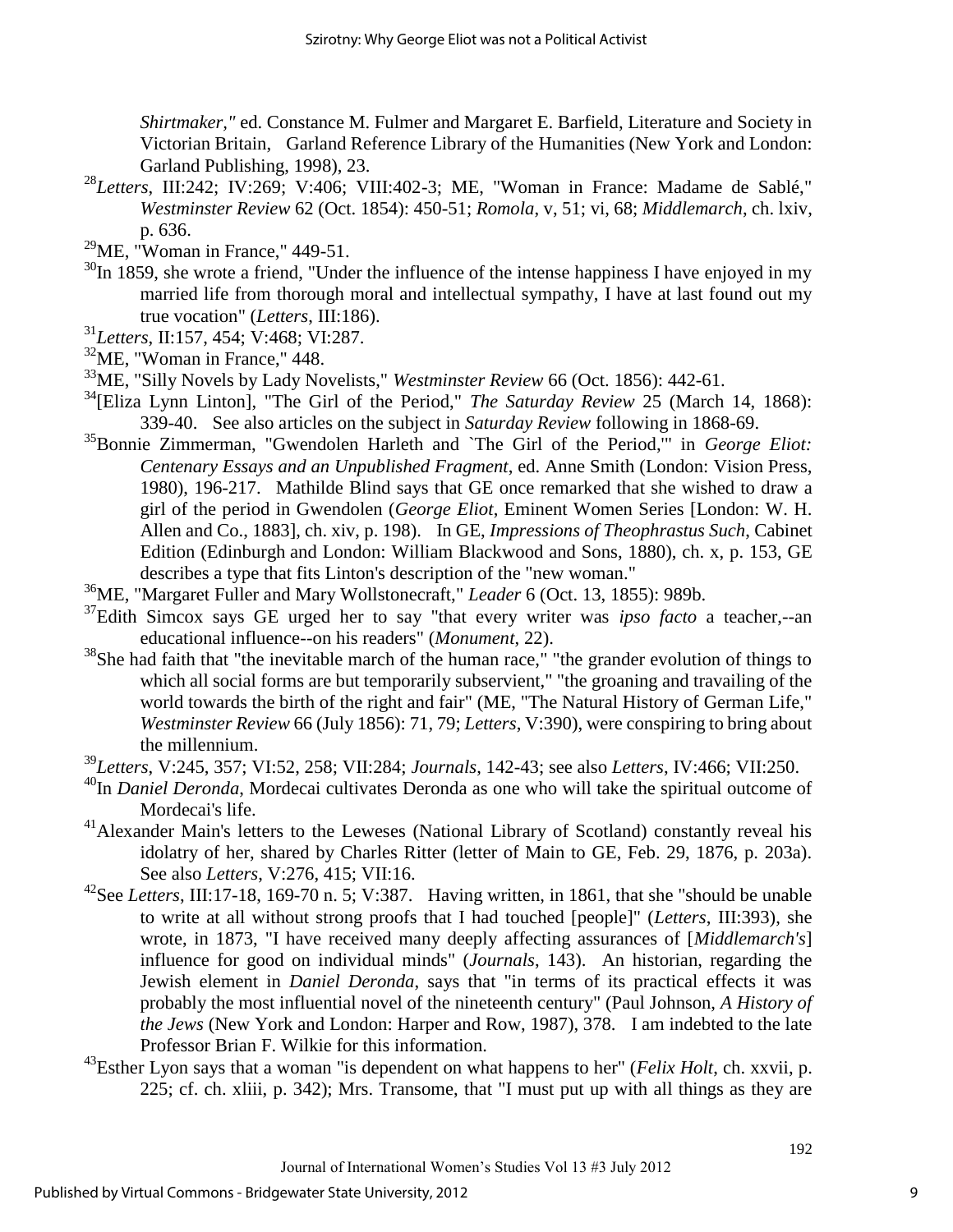*Shirtmaker,"* ed. Constance M. Fulmer and Margaret E. Barfield, Literature and Society in Victorian Britain, Garland Reference Library of the Humanities (New York and London: Garland Publishing, 1998), 23.

[28]*Letters*, III:242; IV:269; V:406; VIII:402-3; ME, "Woman in France: Madame de Sablé," *Westminster Review* 62 (Oct. 1854): 450-51; *Romola*, v, 51; vi, 68; *Middlemarch*, ch. lxiv, p. 636.

[29]ME, "Woman in France," 449-51.

[30]In 1859, she wrote a friend, "Under the influence of the intense happiness I have enjoyed in my married life from thorough moral and intellectual sympathy, I have at last found out my true vocation" (*Letters*, III:186).

[31]*Letters*, II:157, 454; V:468; VI:287.

[32]ME, "Woman in France," 448.

[33]ME, "Silly Novels by Lady Novelists," *Westminster Review* 66 (Oct. 1856): 442-61.

[34][Eliza Lynn Linton], "The Girl of the Period," *The Saturday Review* 25 (March 14, 1868): 339-40. See also articles on the subject in *Saturday Review* following in 1868-69.

[35]Bonnie Zimmerman, "Gwendolen Harleth and `The Girl of the Period,'" in *George Eliot: Centenary Essays and an Unpublished Fragment*, ed. Anne Smith (London: Vision Press, 1980), 196-217. Mathilde Blind says that GE once remarked that she wished to draw a girl of the period in Gwendolen (*George Eliot*, Eminent Women Series [London: W. H. Allen and Co., 1883], ch. xiv, p. 198). In GE, *Impressions of Theophrastus Such*, Cabinet Edition (Edinburgh and London: William Blackwood and Sons, 1880), ch. x, p. 153, GE describes a type that fits Linton's description of the "new woman."

[36]ME, "Margaret Fuller and Mary Wollstonecraft," *Leader* 6 (Oct. 13, 1855): 989b.

[37]Edith Simcox says GE urged her to say "that every writer was *ipso facto* a teacher,--an educational influence--on his readers" (*Monument*, 22).

[38]She had faith that "the inevitable march of the human race," "the grander evolution of things to which all social forms are but temporarily subservient," "the groaning and travailing of the world towards the birth of the right and fair" (ME, "The Natural History of German Life," *Westminster Review* 66 (July 1856): 71, 79; *Letters*, V:390), were conspiring to bring about the millennium.

[39]*Letters*, V:245, 357; VI:52, 258; VII:284; *Journals*, 142-43; see also *Letters*, IV:466; VII:250.

[40]In *Daniel Deronda*, Mordecai cultivates Deronda as one who will take the spiritual outcome of Mordecai's life.

[41]Alexander Main's letters to the Leweses (National Library of Scotland) constantly reveal his idolatry of her, shared by Charles Ritter (letter of Main to GE, Feb. 29, 1876, p. 203a). See also *Letters*, V:276, 415; VII:16.

[42]See *Letters*, III:17-18, 169-70 n. 5; V:387. Having written, in 1861, that she "should be unable to write at all without strong proofs that I had touched [people]" (*Letters*, III:393), she wrote, in 1873, "I have received many deeply affecting assurances of [*Middlemarch's*] influence for good on individual minds" (*Journals*, 143). An historian, regarding the Jewish element in *Daniel Deronda*, says that "in terms of its practical effects it was probably the most influential novel of the nineteenth century" (Paul Johnson, *A History of the Jews* (New York and London: Harper and Row, 1987), 378. I am indebted to the late Professor Brian F. Wilkie for this information.

[43]Esther Lyon says that a woman "is dependent on what happens to her" (*Felix Holt*, ch. xxvii, p. 225; cf. ch. xliii, p. 342); Mrs. Transome, that "I must put up with all things as they are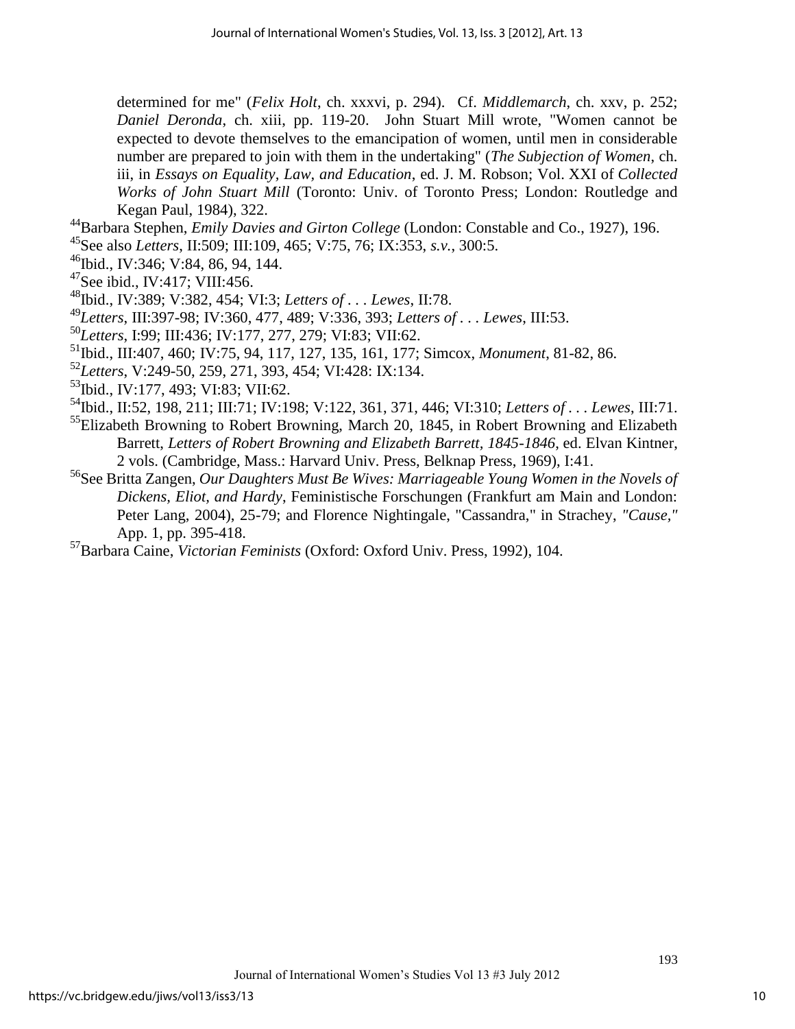determined for me" (*Felix Holt*, ch. xxxvi, p. 294). Cf. *Middlemarch*, ch. xxv, p. 252; *Daniel Deronda*, ch. xiii, pp. 119-20. John Stuart Mill wrote, "Women cannot be expected to devote themselves to the emancipation of women, until men in considerable number are prepared to join with them in the undertaking" (*The Subjection of Women*, ch. iii, in *Essays on Equality, Law, and Education*, ed. J. M. Robson; Vol. XXI of *Collected Works of John Stuart Mill* (Toronto: Univ. of Toronto Press; London: Routledge and Kegan Paul, 1984), 322.

[44]Barbara Stephen, *Emily Davies and Girton College* (London: Constable and Co., 1927), 196.

[45]See also *Letters*, II:509; III:109, 465; V:75, 76; IX:353, *s.v.*, 300:5.

[46]Ibid., IV:346; V:84, 86, 94, 144.

[47]See ibid., IV:417; VIII:456.

[48]Ibid., IV:389; V:382, 454; VI:3; *Letters of . . . Lewes*, II:78.

[49]*Letters*, III:397-98; IV:360, 477, 489; V:336, 393; *Letters of . . . Lewes*, III:53.

[50]*Letters*, I:99; III:436; IV:177, 277, 279; VI:83; VII:62.

[51]Ibid., III:407, 460; IV:75, 94, 117, 127, 135, 161, 177; Simcox, *Monument*, 81-82, 86.

[52]*Letters*, V:249-50, 259, 271, 393, 454; VI:428: IX:134.

[53]Ibid., IV:177, 493; VI:83; VII:62.

[54]Ibid., II:52, 198, 211; III:71; IV:198; V:122, 361, 371, 446; VI:310; *Letters of . . . Lewes*, III:71.

[55]Elizabeth Browning to Robert Browning, March 20, 1845, in Robert Browning and Elizabeth Barrett, *Letters of Robert Browning and Elizabeth Barrett, 1845-1846*, ed. Elvan Kintner, 2 vols. (Cambridge, Mass.: Harvard Univ. Press, Belknap Press, 1969), I:41.

[56]See Britta Zangen, *Our Daughters Must Be Wives: Marriageable Young Women in the Novels of Dickens, Eliot, and Hardy*, Feministische Forschungen (Frankfurt am Main and London: Peter Lang, 2004), 25-79; and Florence Nightingale, "Cassandra," in Strachey, *"Cause,"* App. 1, pp. 395-418.

[57]Barbara Caine, *Victorian Feminists* (Oxford: Oxford Univ. Press, 1992), 104.